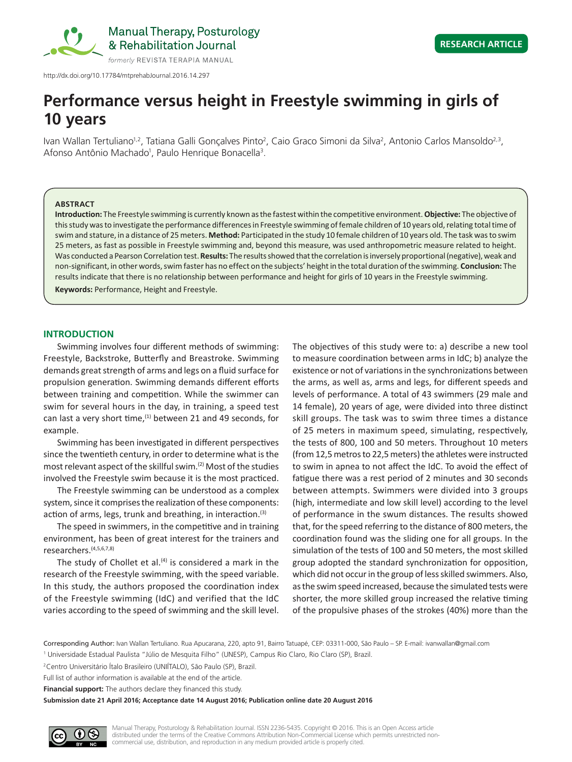http://dx.doi.org/10.17784/mtprehabJournal.2016.14.297

RESEARCH ARTICLE

# Performance versus height in Freestyle swimming in girls of 10 years

Ivan Wallan Tertuliano[1,2], Tatiana Galli Gonçalves Pinto[2], Caio Graco Simoni da Silva[2], Antonio Carlos Mansoldo[2,3], Afonso Antônio Machado[1], Paulo Henrique Bonacella[3].

## ABSTRACT

**Introduction:** The Freestyle swimming is currently known as the fastest within the competitive environment. **Objective:** The objective of this study was to investigate the performance differences in Freestyle swimming of female children of 10 years old, relating total time of swim and stature, in a distance of 25 meters. **Method:** Participated in the study 10 female children of 10 years old. The task was to swim 25 meters, as fast as possible in Freestyle swimming and, beyond this measure, was used anthropometric measure related to height. Was conducted a Pearson Correlation test. **Results:** The results showed that the correlation is inversely proportional (negative), weak and non-significant, in other words, swim faster has no effect on the subjects' height in the total duration of the swimming. **Conclusion:** The results indicate that there is no relationship between performance and height for girls of 10 years in the Freestyle swimming.

**Keywords:** Performance, Height and Freestyle.

## INTRODUCTION

Swimming involves four different methods of swimming: Freestyle, Backstroke, Butterfly and Breastroke. Swimming demands great strength of arms and legs on a fluid surface for propulsion generation. Swimming demands different efforts between training and competition. While the swimmer can swim for several hours in the day, in training, a speed test can last a very short time,[1] between 21 and 49 seconds, for example.

Swimming has been investigated in different perspectives since the twentieth century, in order to determine what is the most relevant aspect of the skillful swim.[2] Most of the studies involved the Freestyle swim because it is the most practiced.

The Freestyle swimming can be understood as a complex system, since it comprises the realization of these components: action of arms, legs, trunk and breathing, in interaction.[3]

The speed in swimmers, in the competitive and in training environment, has been of great interest for the trainers and researchers.[4,5,6,7,8]

The study of Chollet et al.[4] is considered a mark in the research of the Freestyle swimming, with the speed variable. In this study, the authors proposed the coordination index of the Freestyle swimming (IdC) and verified that the IdC varies according to the speed of swimming and the skill level. The objectives of this study were to: a) describe a new tool to measure coordination between arms in IdC; b) analyze the existence or not of variations in the synchronizations between the arms, as well as, arms and legs, for different speeds and levels of performance. A total of 43 swimmers (29 male and 14 female), 20 years of age, were divided into three distinct skill groups. The task was to swim three times a distance of 25 meters in maximum speed, simulating, respectively, the tests of 800, 100 and 50 meters. Throughout 10 meters (from 12,5 metros to 22,5 meters) the athletes were instructed to swim in apnea to not affect the IdC. To avoid the effect of fatigue there was a rest period of 2 minutes and 30 seconds between attempts. Swimmers were divided into 3 groups (high, intermediate and low skill level) according to the level of performance in the swum distances. The results showed that, for the speed referring to the distance of 800 meters, the coordination found was the sliding one for all groups. In the simulation of the tests of 100 and 50 meters, the most skilled group adopted the standard synchronization for opposition, which did not occur in the group of less skilled swimmers. Also, as the swim speed increased, because the simulated tests were shorter, the more skilled group increased the relative timing of the propulsive phases of the strokes (40%) more than the

Corresponding Author: Ivan Wallan Tertuliano. Rua Apucarana, 220, apto 91, Bairro Tatuapé, CEP: 03311-000, São Paulo – SP. E-mail: ivanwallan@gmail.com

[1] Universidade Estadual Paulista "Júlio de Mesquita Filho" (UNESP), Campus Rio Claro, Rio Claro (SP), Brazil.

[2] Centro Universitário Ítalo Brasileiro (UNIÍTALO), São Paulo (SP), Brazil.

Full list of author information is available at the end of the article.

**Financial support:** The authors declare they financed this study.

**Submission date 21 April 2016; Acceptance date 14 August 2016; Publication online date 20 August 2016**

Manual Therapy, Posturology & Rehabilitation Journal. ISSN 2236-5435. Copyright © 2016. This is an Open Access article distributed under the terms of the Creative Commons Attribution Non-Commercial License which permits unrestricted non-commercial use, distribution, and reproduction in any medium provided article is properly cited.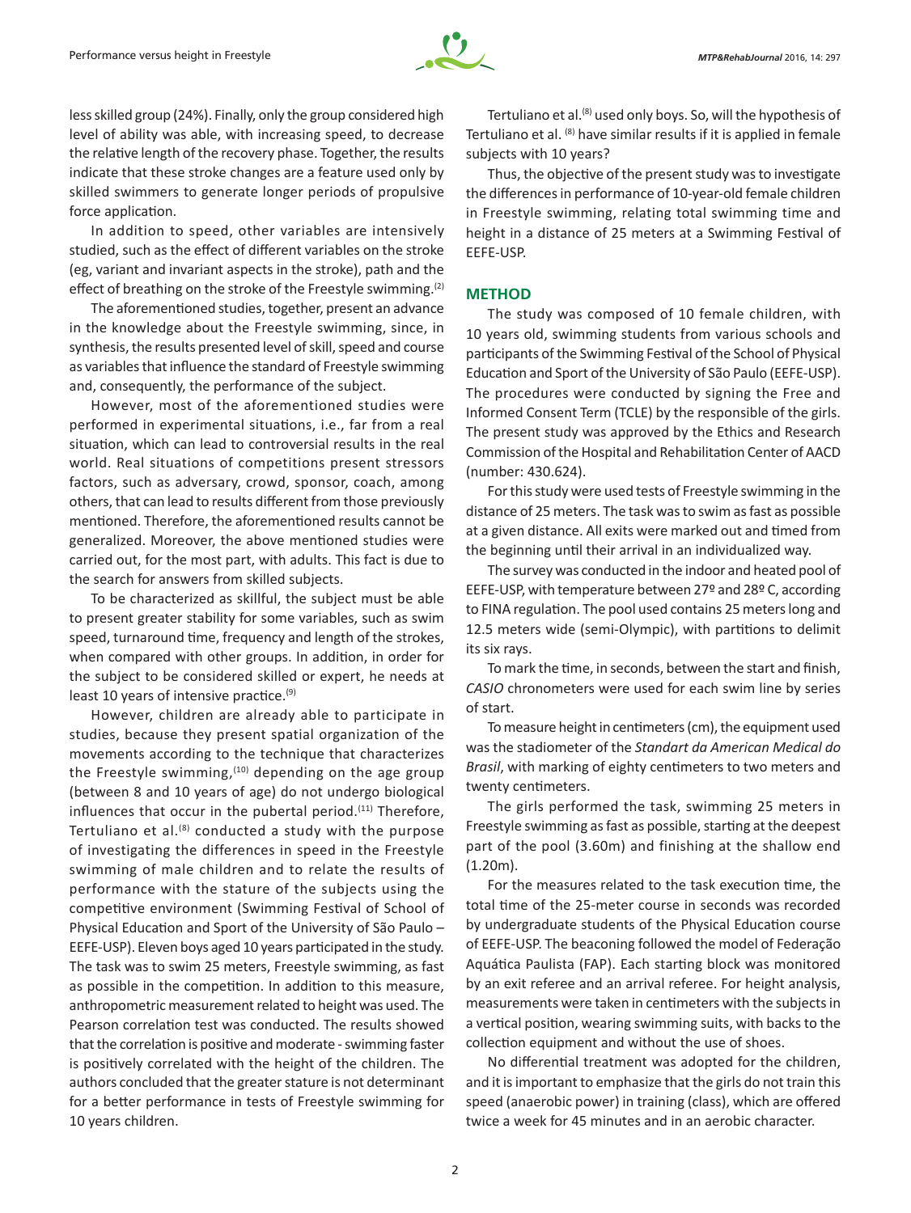less skilled group (24%). Finally, only the group considered high level of ability was able, with increasing speed, to decrease the relative length of the recovery phase. Together, the results indicate that these stroke changes are a feature used only by skilled swimmers to generate longer periods of propulsive force application.

In addition to speed, other variables are intensively studied, such as the effect of different variables on the stroke (eg, variant and invariant aspects in the stroke), path and the effect of breathing on the stroke of the Freestyle swimming.[2]

The aforementioned studies, together, present an advance in the knowledge about the Freestyle swimming, since, in synthesis, the results presented level of skill, speed and course as variables that influence the standard of Freestyle swimming and, consequently, the performance of the subject.

However, most of the aforementioned studies were performed in experimental situations, i.e., far from a real situation, which can lead to controversial results in the real world. Real situations of competitions present stressors factors, such as adversary, crowd, sponsor, coach, among others, that can lead to results different from those previously mentioned. Therefore, the aforementioned results cannot be generalized. Moreover, the above mentioned studies were carried out, for the most part, with adults. This fact is due to the search for answers from skilled subjects.

To be characterized as skillful, the subject must be able to present greater stability for some variables, such as swim speed, turnaround time, frequency and length of the strokes, when compared with other groups. In addition, in order for the subject to be considered skilled or expert, he needs at least 10 years of intensive practice.[9]

However, children are already able to participate in studies, because they present spatial organization of the movements according to the technique that characterizes the Freestyle swimming,[10] depending on the age group (between 8 and 10 years of age) do not undergo biological influences that occur in the pubertal period.[11] Therefore, Tertuliano et al.[8] conducted a study with the purpose of investigating the differences in speed in the Freestyle swimming of male children and to relate the results of performance with the stature of the subjects using the competitive environment (Swimming Festival of School of Physical Education and Sport of the University of São Paulo – EEFE-USP). Eleven boys aged 10 years participated in the study. The task was to swim 25 meters, Freestyle swimming, as fast as possible in the competition. In addition to this measure, anthropometric measurement related to height was used. The Pearson correlation test was conducted. The results showed that the correlation is positive and moderate - swimming faster is positively correlated with the height of the children. The authors concluded that the greater stature is not determinant for a better performance in tests of Freestyle swimming for 10 years children.

Tertuliano et al.[8] used only boys. So, will the hypothesis of Tertuliano et al. [8] have similar results if it is applied in female subjects with 10 years?

Thus, the objective of the present study was to investigate the differences in performance of 10-year-old female children in Freestyle swimming, relating total swimming time and height in a distance of 25 meters at a Swimming Festival of EEFE-USP.

## METHOD

The study was composed of 10 female children, with 10 years old, swimming students from various schools and participants of the Swimming Festival of the School of Physical Education and Sport of the University of São Paulo (EEFE-USP). The procedures were conducted by signing the Free and Informed Consent Term (TCLE) by the responsible of the girls. The present study was approved by the Ethics and Research Commission of the Hospital and Rehabilitation Center of AACD (number: 430.624).

For this study were used tests of Freestyle swimming in the distance of 25 meters. The task was to swim as fast as possible at a given distance. All exits were marked out and timed from the beginning until their arrival in an individualized way.

The survey was conducted in the indoor and heated pool of EEFE-USP, with temperature between 27º and 28º C, according to FINA regulation. The pool used contains 25 meters long and 12.5 meters wide (semi-Olympic), with partitions to delimit its six rays.

To mark the time, in seconds, between the start and finish, *CASIO* chronometers were used for each swim line by series of start.

To measure height in centimeters (cm), the equipment used was the stadiometer of the *Standart da American Medical do Brasil*, with marking of eighty centimeters to two meters and twenty centimeters.

The girls performed the task, swimming 25 meters in Freestyle swimming as fast as possible, starting at the deepest part of the pool (3.60m) and finishing at the shallow end (1.20m).

For the measures related to the task execution time, the total time of the 25-meter course in seconds was recorded by undergraduate students of the Physical Education course of EEFE-USP. The beaconing followed the model of Federação Aquática Paulista (FAP). Each starting block was monitored by an exit referee and an arrival referee. For height analysis, measurements were taken in centimeters with the subjects in a vertical position, wearing swimming suits, with backs to the collection equipment and without the use of shoes.

No differential treatment was adopted for the children, and it is important to emphasize that the girls do not train this speed (anaerobic power) in training (class), which are offered twice a week for 45 minutes and in an aerobic character.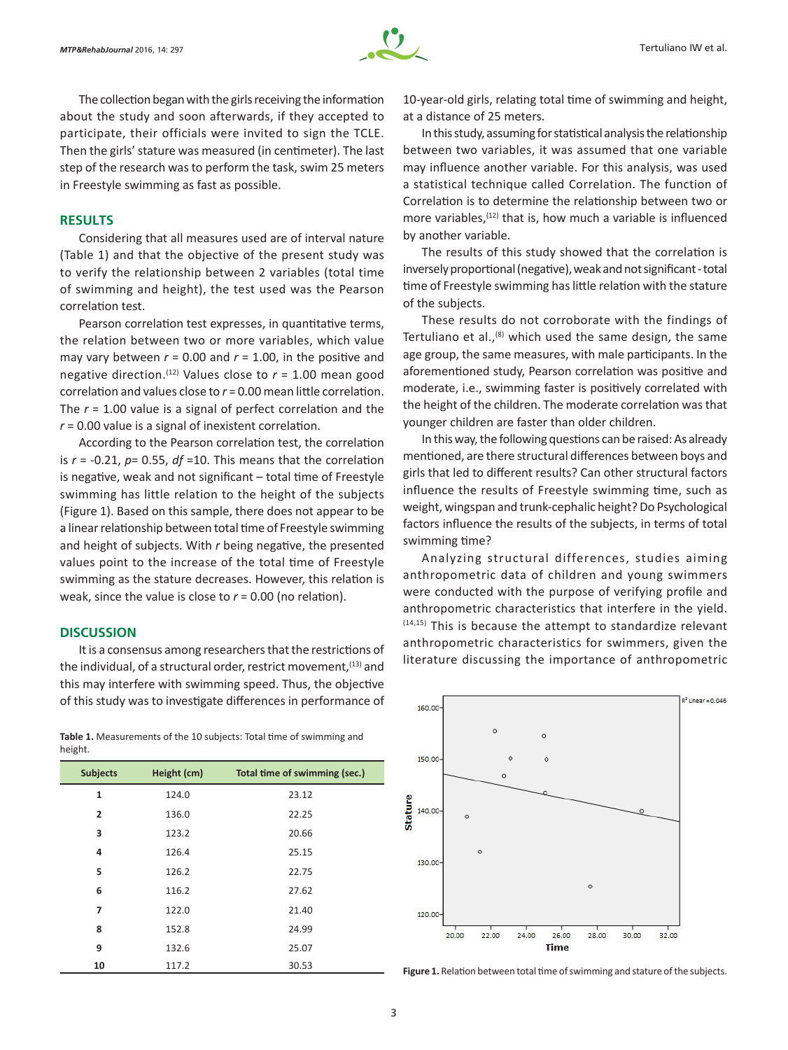The collection began with the girls receiving the information about the study and soon afterwards, if they accepted to participate, their officials were invited to sign the TCLE. Then the girls' stature was measured (in centimeter). The last step of the research was to perform the task, swim 25 meters in Freestyle swimming as fast as possible.

## RESULTS

Considering that all measures used are of interval nature (Table 1) and that the objective of the present study was to verify the relationship between 2 variables (total time of swimming and height), the test used was the Pearson correlation test.

Pearson correlation test expresses, in quantitative terms, the relation between two or more variables, which value may vary between $r$ = 0.00 and $r$ = 1.00, in the positive and negative direction.[12] Values close to $r$ = 1.00 mean good correlation and values close to $r$ = 0.00 mean little correlation. The $r$ = 1.00 value is a signal of perfect correlation and the $r$ = 0.00 value is a signal of inexistent correlation.

According to the Pearson correlation test, the correlation is $r$ = -0.21, $p$= 0.55, $df$ =10. This means that the correlation is negative, weak and not significant – total time of Freestyle swimming has little relation to the height of the subjects (Figure 1). Based on this sample, there does not appear to be a linear relationship between total time of Freestyle swimming and height of subjects. With $r$ being negative, the presented values point to the increase of the total time of Freestyle swimming as the stature decreases. However, this relation is weak, since the value is close to $r$ = 0.00 (no relation).

## DISCUSSION

It is a consensus among researchers that the restrictions of the individual, of a structural order, restrict movement,[13] and this may interfere with swimming speed. Thus, the objective of this study was to investigate differences in performance of 10-year-old girls, relating total time of swimming and height, at a distance of 25 meters.

In this study, assuming for statistical analysis the relationship between two variables, it was assumed that one variable may influence another variable. For this analysis, was used a statistical technique called Correlation. The function of Correlation is to determine the relationship between two or more variables,[12] that is, how much a variable is influenced by another variable.

The results of this study showed that the correlation is inversely proportional (negative), weak and not significant - total time of Freestyle swimming has little relation with the stature of the subjects.

These results do not corroborate with the findings of Tertuliano et al.,[8] which used the same design, the same age group, the same measures, with male participants. In the aforementioned study, Pearson correlation was positive and moderate, i.e., swimming faster is positively correlated with the height of the children. The moderate correlation was that younger children are faster than older children.

In this way, the following questions can be raised: As already mentioned, are there structural differences between boys and girls that led to different results? Can other structural factors influence the results of Freestyle swimming time, such as weight, wingspan and trunk-cephalic height? Do Psychological factors influence the results of the subjects, in terms of total swimming time?

Analyzing structural differences, studies aiming anthropometric data of children and young swimmers were conducted with the purpose of verifying profile and anthropometric characteristics that interfere in the yield.[14,15] This is because the attempt to standardize relevant anthropometric characteristics for swimmers, given the literature discussing the importance of anthropometric

**Table 1.** Measurements of the 10 subjects: Total time of swimming and height.

| Subjects | Height (cm) | Total time of swimming (sec.) |
|---|---|---|
| 1 | 124.0 | 23.12 |
| 2 | 136.0 | 22.25 |
| 3 | 123.2 | 20.66 |
| 4 | 126.4 | 25.15 |
| 5 | 126.2 | 22.75 |
| 6 | 116.2 | 27.62 |
| 7 | 122.0 | 21.40 |
| 8 | 152.8 | 24.99 |
| 9 | 132.6 | 25.07 |
| 10 | 117.2 | 30.53 |

**Figure 1.** Relation between total time of swimming and stature of the subjects.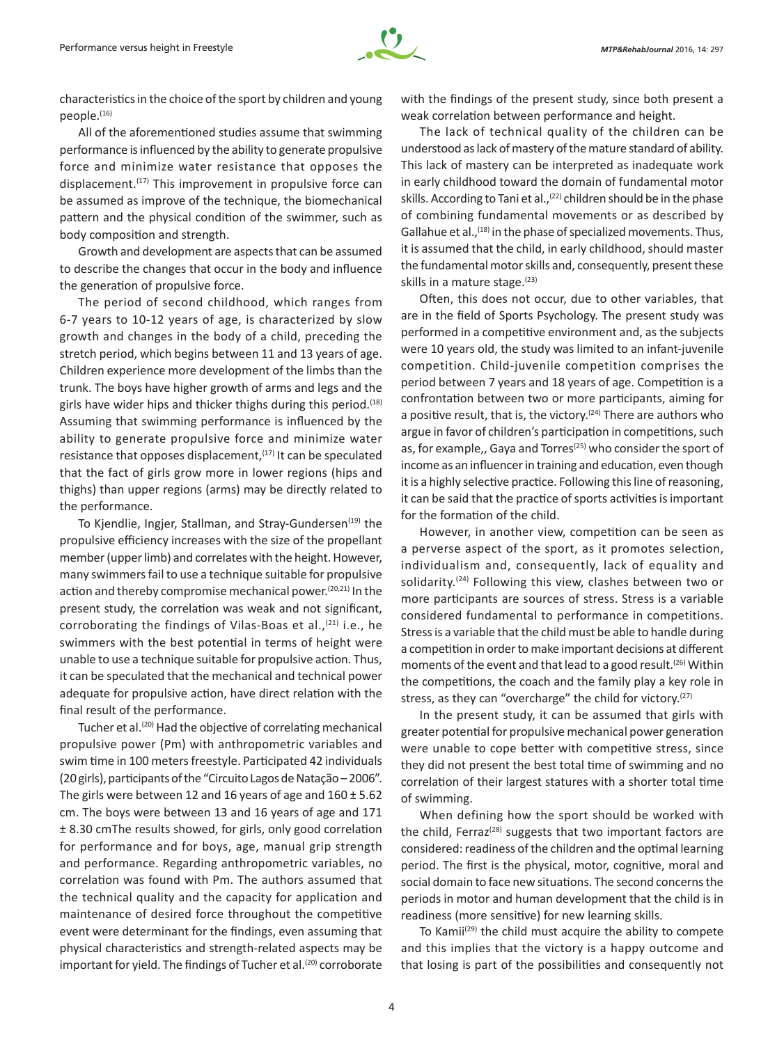characteristics in the choice of the sport by children and young people.[16]

All of the aforementioned studies assume that swimming performance is influenced by the ability to generate propulsive force and minimize water resistance that opposes the displacement.[17] This improvement in propulsive force can be assumed as improve of the technique, the biomechanical pattern and the physical condition of the swimmer, such as body composition and strength.

Growth and development are aspects that can be assumed to describe the changes that occur in the body and influence the generation of propulsive force.

The period of second childhood, which ranges from 6-7 years to 10-12 years of age, is characterized by slow growth and changes in the body of a child, preceding the stretch period, which begins between 11 and 13 years of age. Children experience more development of the limbs than the trunk. The boys have higher growth of arms and legs and the girls have wider hips and thicker thighs during this period.[18] Assuming that swimming performance is influenced by the ability to generate propulsive force and minimize water resistance that opposes displacement,[17] It can be speculated that the fact of girls grow more in lower regions (hips and thighs) than upper regions (arms) may be directly related to the performance.

To Kjendlie, Ingjer, Stallman, and Stray-Gundersen[19] the propulsive efficiency increases with the size of the propellant member (upper limb) and correlates with the height. However, many swimmers fail to use a technique suitable for propulsive action and thereby compromise mechanical power.[20,21] In the present study, the correlation was weak and not significant, corroborating the findings of Vilas-Boas et al.,[21] i.e., he swimmers with the best potential in terms of height were unable to use a technique suitable for propulsive action. Thus, it can be speculated that the mechanical and technical power adequate for propulsive action, have direct relation with the final result of the performance.

Tucher et al.[20] Had the objective of correlating mechanical propulsive power (Pm) with anthropometric variables and swim time in 100 meters freestyle. Participated 42 individuals (20 girls), participants of the "Circuito Lagos de Natação – 2006". The girls were between 12 and 16 years of age and 160 ± 5.62 cm. The boys were between 13 and 16 years of age and 171 ± 8.30 cmThe results showed, for girls, only good correlation for performance and for boys, age, manual grip strength and performance. Regarding anthropometric variables, no correlation was found with Pm. The authors assumed that the technical quality and the capacity for application and maintenance of desired force throughout the competitive event were determinant for the findings, even assuming that physical characteristics and strength-related aspects may be important for yield. The findings of Tucher et al.[20] corroborate with the findings of the present study, since both present a weak correlation between performance and height.

The lack of technical quality of the children can be understood as lack of mastery of the mature standard of ability. This lack of mastery can be interpreted as inadequate work in early childhood toward the domain of fundamental motor skills. According to Tani et al.,[22] children should be in the phase of combining fundamental movements or as described by Gallahue et al.,[18] in the phase of specialized movements. Thus, it is assumed that the child, in early childhood, should master the fundamental motor skills and, consequently, present these skills in a mature stage.[23]

Often, this does not occur, due to other variables, that are in the field of Sports Psychology. The present study was performed in a competitive environment and, as the subjects were 10 years old, the study was limited to an infant-juvenile competition. Child-juvenile competition comprises the period between 7 years and 18 years of age. Competition is a confrontation between two or more participants, aiming for a positive result, that is, the victory.[24] There are authors who argue in favor of children's participation in competitions, such as, for example,, Gaya and Torres[25] who consider the sport of income as an influencer in training and education, even though it is a highly selective practice. Following this line of reasoning, it can be said that the practice of sports activities is important for the formation of the child.

However, in another view, competition can be seen as a perverse aspect of the sport, as it promotes selection, individualism and, consequently, lack of equality and solidarity.[24] Following this view, clashes between two or more participants are sources of stress. Stress is a variable considered fundamental to performance in competitions. Stress is a variable that the child must be able to handle during a competition in order to make important decisions at different moments of the event and that lead to a good result.[26] Within the competitions, the coach and the family play a key role in stress, as they can "overcharge" the child for victory.[27]

In the present study, it can be assumed that girls with greater potential for propulsive mechanical power generation were unable to cope better with competitive stress, since they did not present the best total time of swimming and no correlation of their largest statures with a shorter total time of swimming.

When defining how the sport should be worked with the child, Ferraz[28] suggests that two important factors are considered: readiness of the children and the optimal learning period. The first is the physical, motor, cognitive, moral and social domain to face new situations. The second concerns the periods in motor and human development that the child is in readiness (more sensitive) for new learning skills.

To Kamii[29] the child must acquire the ability to compete and this implies that the victory is a happy outcome and that losing is part of the possibilities and consequently not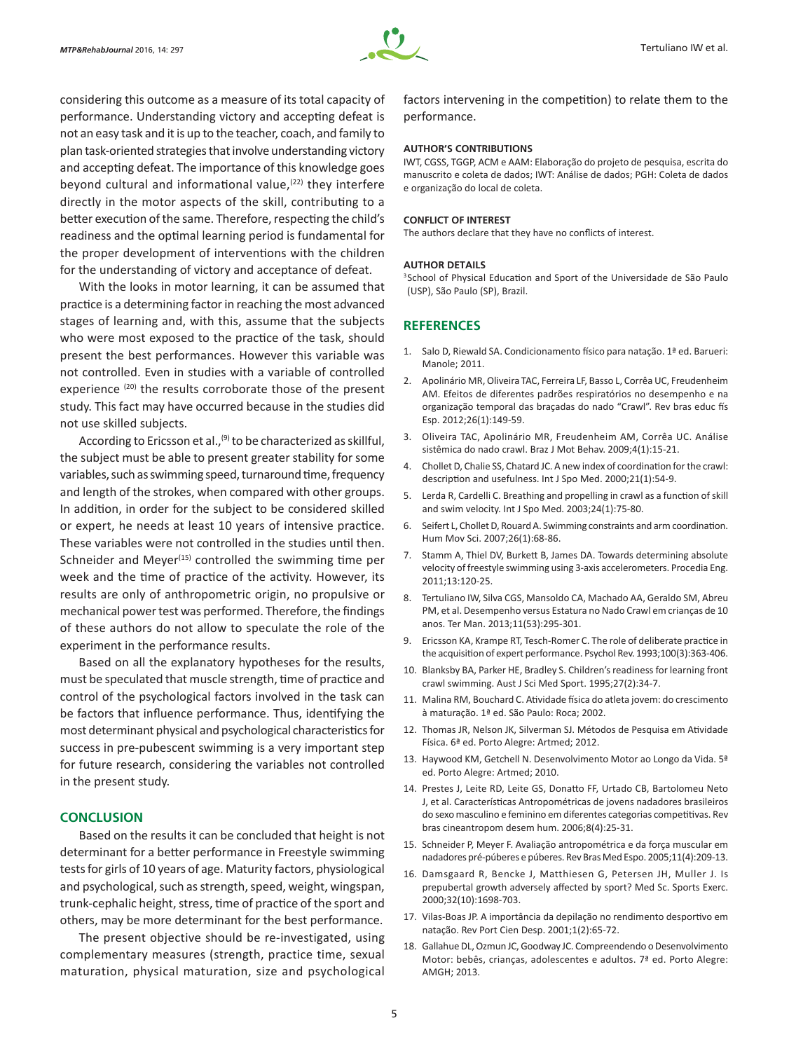considering this outcome as a measure of its total capacity of performance. Understanding victory and accepting defeat is not an easy task and it is up to the teacher, coach, and family to plan task-oriented strategies that involve understanding victory and accepting defeat. The importance of this knowledge goes beyond cultural and informational value,[22] they interfere directly in the motor aspects of the skill, contributing to a better execution of the same. Therefore, respecting the child's readiness and the optimal learning period is fundamental for the proper development of interventions with the children for the understanding of victory and acceptance of defeat.

With the looks in motor learning, it can be assumed that practice is a determining factor in reaching the most advanced stages of learning and, with this, assume that the subjects who were most exposed to the practice of the task, should present the best performances. However this variable was not controlled. Even in studies with a variable of controlled experience [20] the results corroborate those of the present study. This fact may have occurred because in the studies did not use skilled subjects.

According to Ericsson et al.,[9] to be characterized as skillful, the subject must be able to present greater stability for some variables, such as swimming speed, turnaround time, frequency and length of the strokes, when compared with other groups. In addition, in order for the subject to be considered skilled or expert, he needs at least 10 years of intensive practice. These variables were not controlled in the studies until then. Schneider and Meyer[15] controlled the swimming time per week and the time of practice of the activity. However, its results are only of anthropometric origin, no propulsive or mechanical power test was performed. Therefore, the findings of these authors do not allow to speculate the role of the experiment in the performance results.

Based on all the explanatory hypotheses for the results, must be speculated that muscle strength, time of practice and control of the psychological factors involved in the task can be factors that influence performance. Thus, identifying the most determinant physical and psychological characteristics for success in pre-pubescent swimming is a very important step for future research, considering the variables not controlled in the present study.

## CONCLUSION

Based on the results it can be concluded that height is not determinant for a better performance in Freestyle swimming tests for girls of 10 years of age. Maturity factors, physiological and psychological, such as strength, speed, weight, wingspan, trunk-cephalic height, stress, time of practice of the sport and others, may be more determinant for the best performance.

The present objective should be re-investigated, using complementary measures (strength, practice time, sexual maturation, physical maturation, size and psychological factors intervening in the competition) to relate them to the performance.

#### AUTHOR'S CONTRIBUTIONS

IWT, CGSS, TGGP, ACM e AAM: Elaboração do projeto de pesquisa, escrita do manuscrito e coleta de dados; IWT: Análise de dados; PGH: Coleta de dados e organização do local de coleta.

#### CONFLICT OF INTEREST

The authors declare that they have no conflicts of interest.

#### AUTHOR DETAILS

[3]School of Physical Education and Sport of the Universidade de São Paulo (USP), São Paulo (SP), Brazil.

## REFERENCES

1. Salo D, Riewald SA. Condicionamento físico para natação. 1ª ed. Barueri: Manole; 2011.
2. Apolinário MR, Oliveira TAC, Ferreira LF, Basso L, Corrêa UC, Freudenheim AM. Efeitos de diferentes padrões respiratórios no desempenho e na organização temporal das braçadas do nado "Crawl". Rev bras educ fís Esp. 2012;26(1):149-59.
3. Oliveira TAC, Apolinário MR, Freudenheim AM, Corrêa UC. Análise sistêmica do nado crawl. Braz J Mot Behav. 2009;4(1):15-21.
4. Chollet D, Chalie SS, Chatard JC. A new index of coordination for the crawl: description and usefulness. Int J Spo Med. 2000;21(1):54-9.
5. Lerda R, Cardelli C. Breathing and propelling in crawl as a function of skill and swim velocity. Int J Spo Med. 2003;24(1):75-80.
6. Seifert L, Chollet D, Rouard A. Swimming constraints and arm coordination. Hum Mov Sci. 2007;26(1):68-86.
7. Stamm A, Thiel DV, Burkett B, James DA. Towards determining absolute velocity of freestyle swimming using 3-axis accelerometers. Procedia Eng. 2011;13:120-25.
8. Tertuliano IW, Silva CGS, Mansoldo CA, Machado AA, Geraldo SM, Abreu PM, et al. Desempenho versus Estatura no Nado Crawl em crianças de 10 anos. Ter Man. 2013;11(53):295-301.
9. Ericsson KA, Krampe RT, Tesch-Romer C. The role of deliberate practice in the acquisition of expert performance. Psychol Rev. 1993;100(3):363-406.
10. Blanksby BA, Parker HE, Bradley S. Children's readiness for learning front crawl swimming. Aust J Sci Med Sport. 1995;27(2):34-7.
11. Malina RM, Bouchard C. Atividade física do atleta jovem: do crescimento à maturação. 1ª ed. São Paulo: Roca; 2002.
12. Thomas JR, Nelson JK, Silverman SJ. Métodos de Pesquisa em Atividade Física. 6ª ed. Porto Alegre: Artmed; 2012.
13. Haywood KM, Getchell N. Desenvolvimento Motor ao Longo da Vida. 5ª ed. Porto Alegre: Artmed; 2010.
14. Prestes J, Leite RD, Leite GS, Donatto FF, Urtado CB, Bartolomeu Neto J, et al. Características Antropométricas de jovens nadadores brasileiros do sexo masculino e feminino em diferentes categorias competitivas. Rev bras cineantropom desem hum. 2006;8(4):25-31.
15. Schneider P, Meyer F. Avaliação antropométrica e da força muscular em nadadores pré-púberes e púberes. Rev Bras Med Espo. 2005;11(4):209-13.
16. Damsgaard R, Bencke J, Matthiesen G, Petersen JH, Muller J. Is prepubertal growth adversely affected by sport? Med Sc. Sports Exerc. 2000;32(10):1698-703.
17. Vilas-Boas JP. A importância da depilação no rendimento desportivo em natação. Rev Port Cien Desp. 2001;1(2):65-72.
18. Gallahue DL, Ozmun JC, Goodway JC. Compreendendo o Desenvolvimento Motor: bebês, crianças, adolescentes e adultos. 7ª ed. Porto Alegre: AMGH; 2013.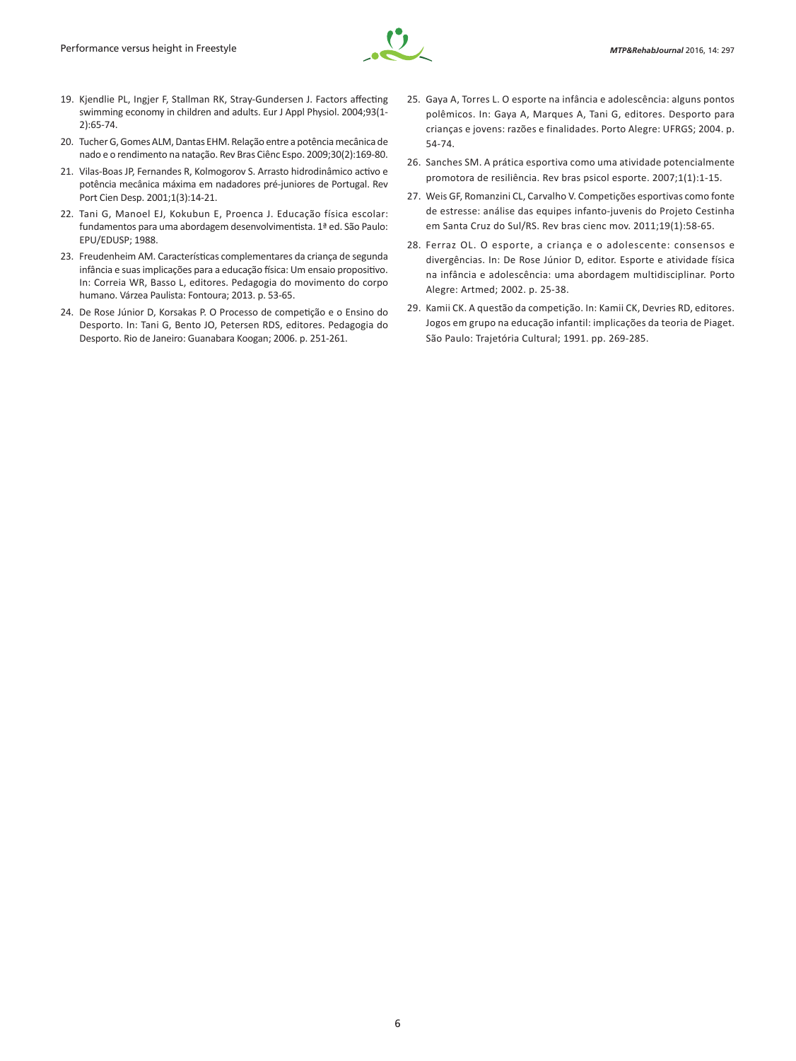19. Kjendlie PL, Ingjer F, Stallman RK, Stray-Gundersen J. Factors affecting swimming economy in children and adults. Eur J Appl Physiol. 2004;93(1-2):65-74.
20. Tucher G, Gomes ALM, Dantas EHM. Relação entre a potência mecânica de nado e o rendimento na natação. Rev Bras Ciênc Espo. 2009;30(2):169-80.
21. Vilas-Boas JP, Fernandes R, Kolmogorov S. Arrasto hidrodinâmico activo e potência mecânica máxima em nadadores pré-juniores de Portugal. Rev Port Cien Desp. 2001;1(3):14-21.
22. Tani G, Manoel EJ, Kokubun E, Proenca J. Educação física escolar: fundamentos para uma abordagem desenvolvimentista. 1ª ed. São Paulo: EPU/EDUSP; 1988.
23. Freudenheim AM. Características complementares da criança de segunda infância e suas implicações para a educação física: Um ensaio propositivo. In: Correia WR, Basso L, editores. Pedagogia do movimento do corpo humano. Várzea Paulista: Fontoura; 2013. p. 53-65.
24. De Rose Júnior D, Korsakas P. O Processo de competição e o Ensino do Desporto. In: Tani G, Bento JO, Petersen RDS, editores. Pedagogia do Desporto. Rio de Janeiro: Guanabara Koogan; 2006. p. 251-261.
25. Gaya A, Torres L. O esporte na infância e adolescência: alguns pontos polêmicos. In: Gaya A, Marques A, Tani G, editores. Desporto para crianças e jovens: razões e finalidades. Porto Alegre: UFRGS; 2004. p. 54-74.
26. Sanches SM. A prática esportiva como uma atividade potencialmente promotora de resiliência. Rev bras psicol esporte. 2007;1(1):1-15.
27. Weis GF, Romanzini CL, Carvalho V. Competições esportivas como fonte de estresse: análise das equipes infanto-juvenis do Projeto Cestinha em Santa Cruz do Sul/RS. Rev bras cienc mov. 2011;19(1):58-65.
28. Ferraz OL. O esporte, a criança e o adolescente: consensos e divergências. In: De Rose Júnior D, editor. Esporte e atividade física na infância e adolescência: uma abordagem multidisciplinar. Porto Alegre: Artmed; 2002. p. 25-38.
29. Kamii CK. A questão da competição. In: Kamii CK, Devries RD, editores. Jogos em grupo na educação infantil: implicações da teoria de Piaget. São Paulo: Trajetória Cultural; 1991. pp. 269-285.